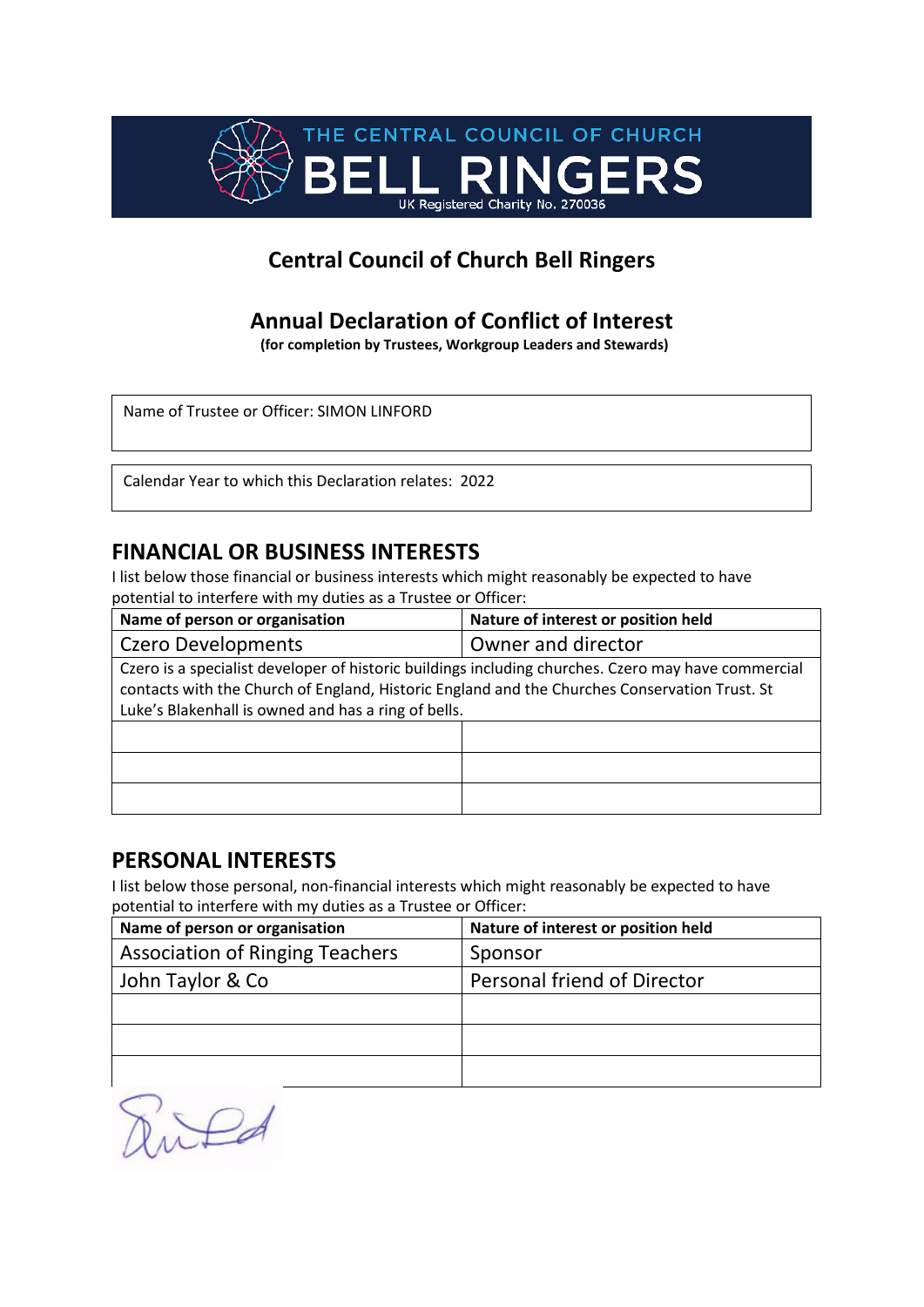THE CENTRAL COUNCIL OF CHURCH

BELL RINGERS

UK Registered Charity No. 270036

# Central Council of Church Bell Ringers

## Annual Declaration of Conflict of Interest

**(for completion by Trustees, Workgroup Leaders and Stewards)**

Name of Trustee or Officer: SIMON LINFORD

Calendar Year to which this Declaration relates: 2022

## FINANCIAL OR BUSINESS INTERESTS

I list below those financial or business interests which might reasonably be expected to have potential to interfere with my duties as a Trustee or Officer:

| Name of person or organisation | Nature of interest or position held |
|---|---|
| Czero Developments | Owner and director |
| Czero is a specialist developer of historic buildings including churches. Czero may have commercial contacts with the Church of England, Historic England and the Churches Conservation Trust. St Luke's Blakenhall is owned and has a ring of bells. | |
| | |
| | |
| | |

## PERSONAL INTERESTS

I list below those personal, non-financial interests which might reasonably be expected to have potential to interfere with my duties as a Trustee or Officer:

| Name of person or organisation | Nature of interest or position held |
|---|---|
| Association of Ringing Teachers | Sponsor |
| John Taylor & Co | Personal friend of Director |
| | |
| | |
| | |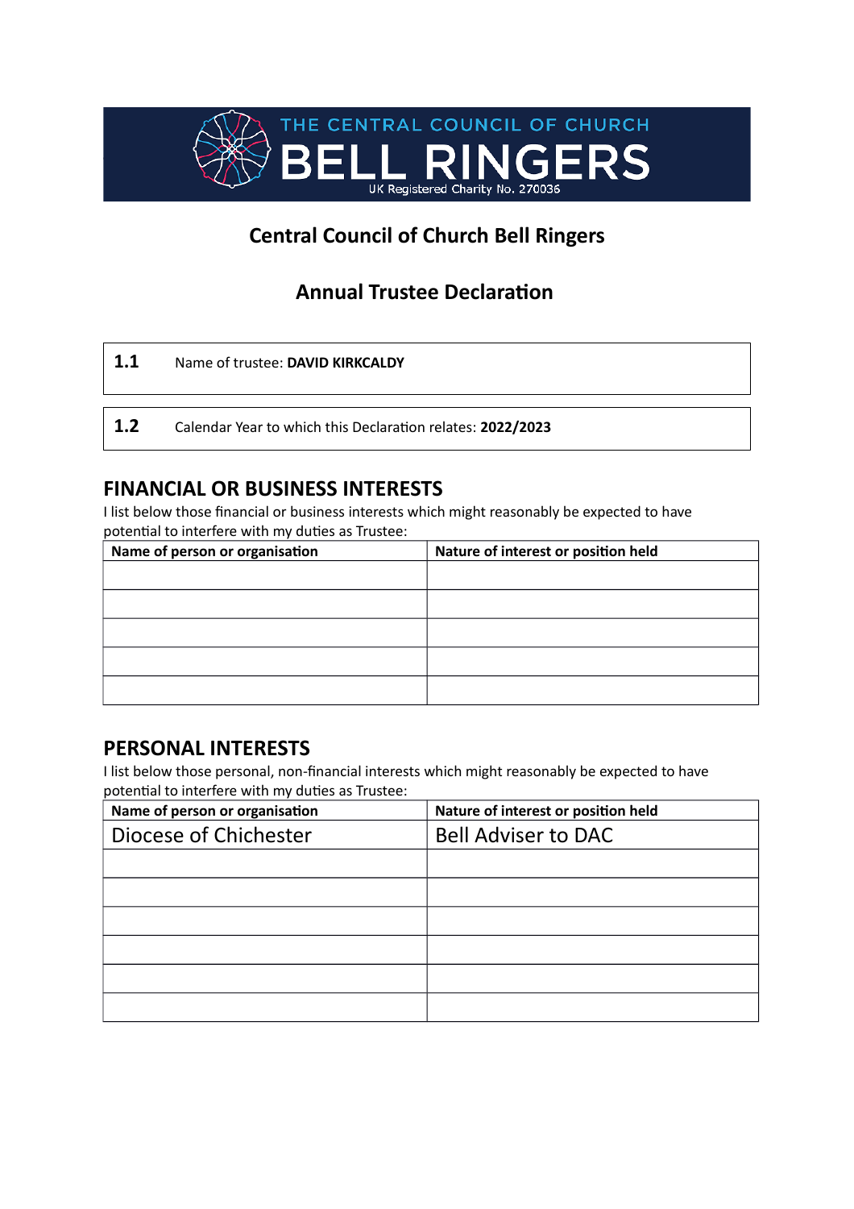THE CENTRAL COUNCIL OF CHURCH
BELL RINGERS
UK Registered Charity No. 270036

## Central Council of Church Bell Ringers

## Annual Trustee Declaration

| | |
|---|---|
| **1.1** | Name of trustee: **DAVID KIRKCALDY** |

| | |
|---|---|
| **1.2** | Calendar Year to which this Declaration relates: **2022/2023** |

## FINANCIAL OR BUSINESS INTERESTS

I list below those financial or business interests which might reasonably be expected to have potential to interfere with my duties as Trustee:

| Name of person or organisation | Nature of interest or position held |
|---|---|
| | |
| | |
| | |
| | |
| | |

## PERSONAL INTERESTS

I list below those personal, non-financial interests which might reasonably be expected to have potential to interfere with my duties as Trustee:

| Name of person or organisation | Nature of interest or position held |
|---|---|
| Diocese of Chichester | Bell Adviser to DAC |
| | |
| | |
| | |
| | |
| | |
| | |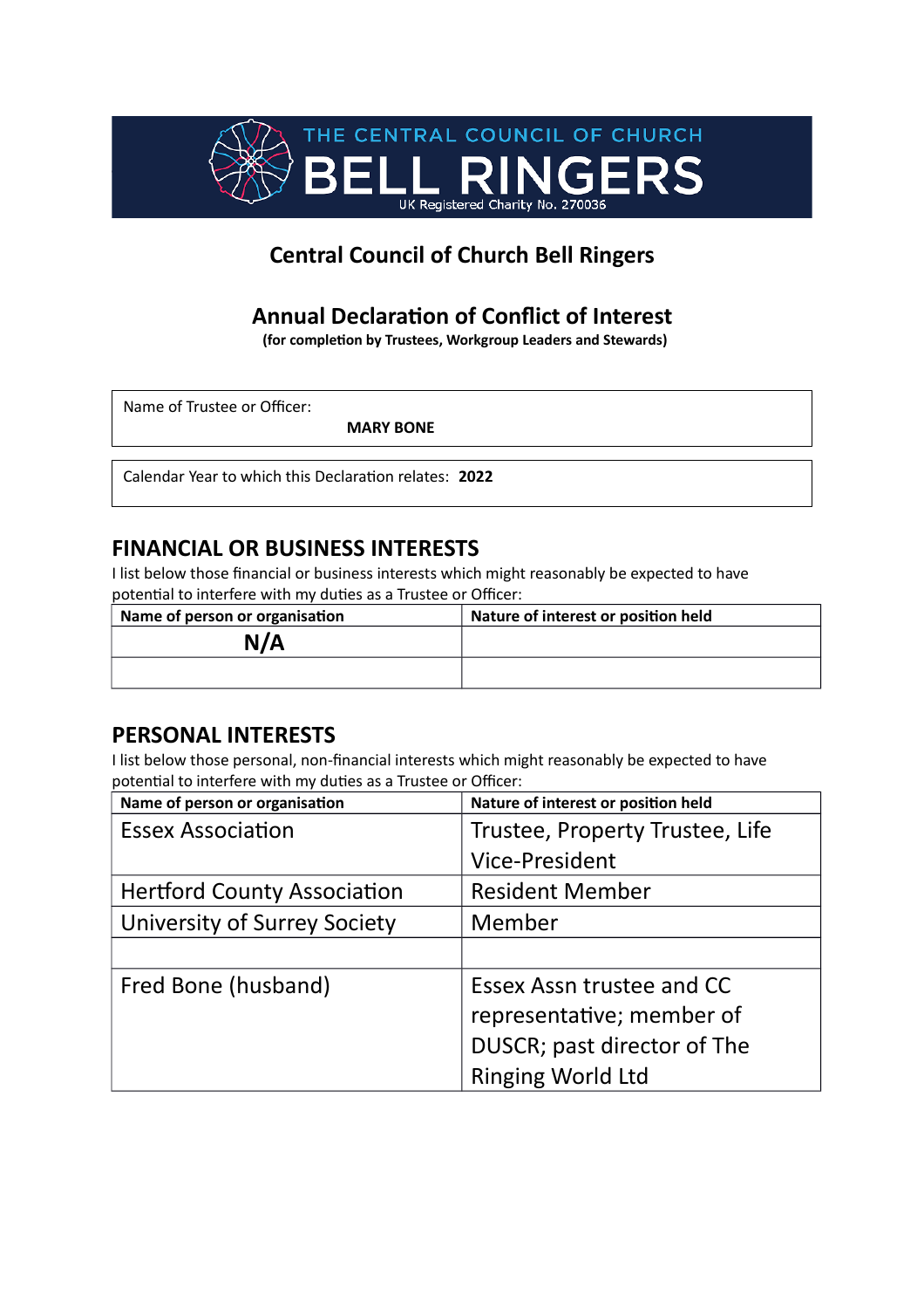THE CENTRAL COUNCIL OF CHURCH

BELL RINGERS

UK Registered Charity No. 270036

## Central Council of Church Bell Ringers

## Annual Declaration of Conflict of Interest

**(for completion by Trustees, Workgroup Leaders and Stewards)**

| Name of Trustee or Officer: **MARY BONE** |
|---|

| Calendar Year to which this Declaration relates: **2022** |
|---|

## FINANCIAL OR BUSINESS INTERESTS

I list below those financial or business interests which might reasonably be expected to have potential to interfere with my duties as a Trustee or Officer:

| Name of person or organisation | Nature of interest or position held |
|---|---|
| **N/A** | |
| | |

## PERSONAL INTERESTS

I list below those personal, non-financial interests which might reasonably be expected to have potential to interfere with my duties as a Trustee or Officer:

| Name of person or organisation | Nature of interest or position held |
|---|---|
| Essex Association | Trustee, Property Trustee, Life Vice-President |
| Hertford County Association | Resident Member |
| University of Surrey Society | Member |
| | |
| Fred Bone (husband) | Essex Assn trustee and CC representative; member of DUSCR; past director of The Ringing World Ltd |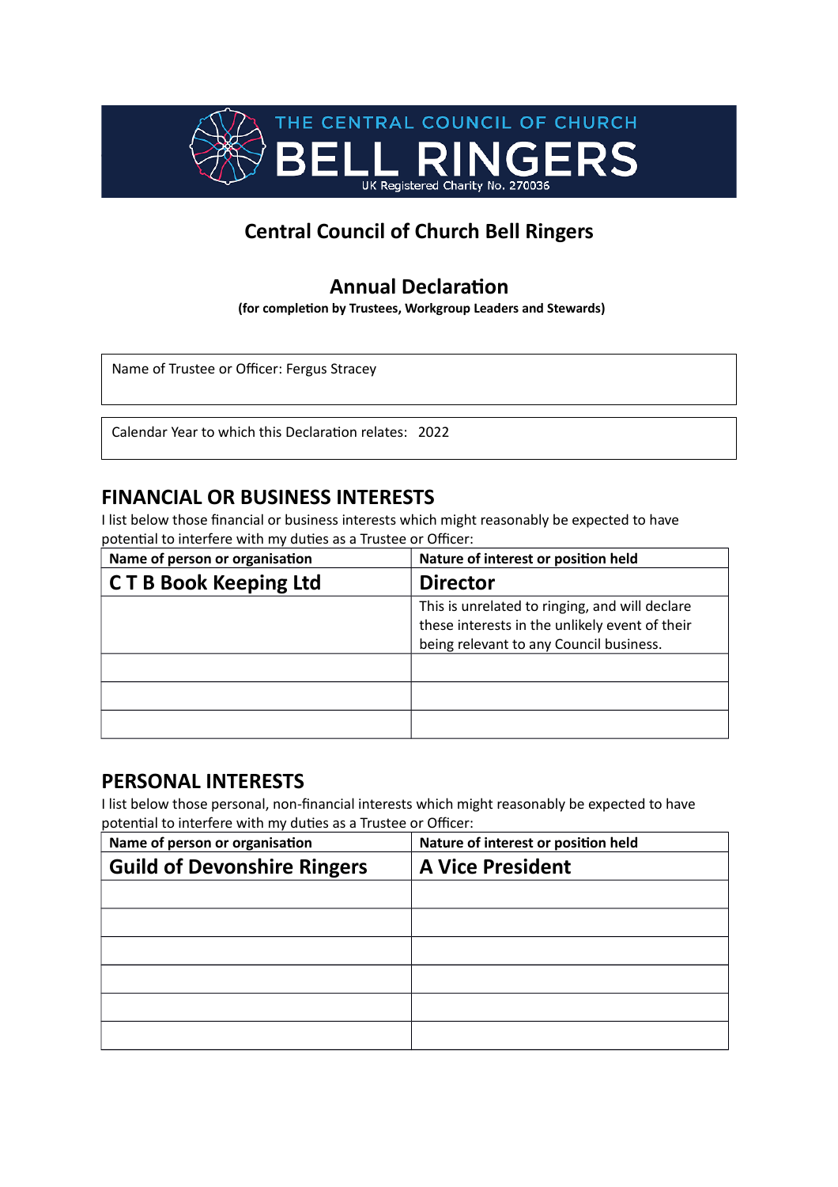THE CENTRAL COUNCIL OF CHURCH

BELL RINGERS

UK Registered Charity No. 270036

# Central Council of Church Bell Ringers

## Annual Declaration

**(for completion by Trustees, Workgroup Leaders and Stewards)**

Name of Trustee or Officer: Fergus Stracey

Calendar Year to which this Declaration relates: 2022

## FINANCIAL OR BUSINESS INTERESTS

I list below those financial or business interests which might reasonably be expected to have potential to interfere with my duties as a Trustee or Officer:

| Name of person or organisation | Nature of interest or position held |
|---|---|
| C T B Book Keeping Ltd | Director |
| | This is unrelated to ringing, and will declare these interests in the unlikely event of their being relevant to any Council business. |
| | |
| | |
| | |

## PERSONAL INTERESTS

I list below those personal, non-financial interests which might reasonably be expected to have potential to interfere with my duties as a Trustee or Officer:

| Name of person or organisation | Nature of interest or position held |
|---|---|
| Guild of Devonshire Ringers | A Vice President |
| | |
| | |
| | |
| | |
| | |
| | |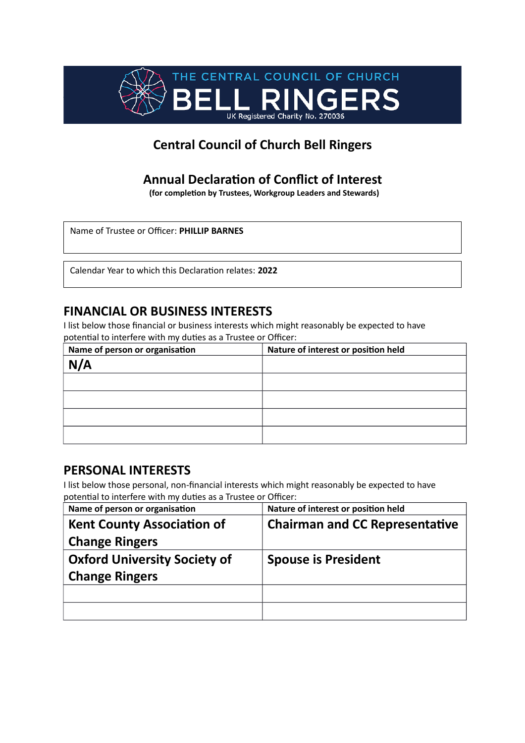THE CENTRAL COUNCIL OF CHURCH

BELL RINGERS

UK Registered Charity No. 270036

# Central Council of Church Bell Ringers

## Annual Declaration of Conflict of Interest

**(for completion by Trustees, Workgroup Leaders and Stewards)**

Name of Trustee or Officer: **PHILLIP BARNES**

Calendar Year to which this Declaration relates: **2022**

## FINANCIAL OR BUSINESS INTERESTS

I list below those financial or business interests which might reasonably be expected to have potential to interfere with my duties as a Trustee or Officer:

| Name of person or organisation | Nature of interest or position held |
|---|---|
| N/A | |
| | |
| | |
| | |
| | |

## PERSONAL INTERESTS

I list below those personal, non-financial interests which might reasonably be expected to have potential to interfere with my duties as a Trustee or Officer:

| Name of person or organisation | Nature of interest or position held |
|---|---|
| Kent County Association of Change Ringers | Chairman and CC Representative |
| Oxford University Society of Change Ringers | Spouse is President |
| | |
| | |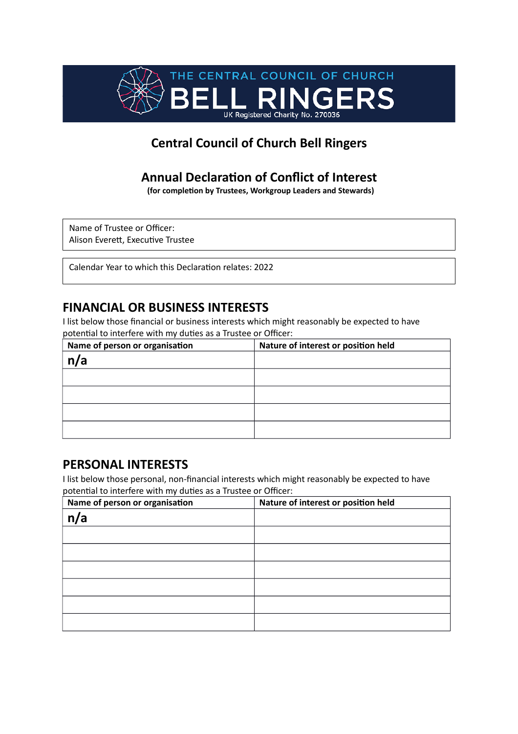THE CENTRAL COUNCIL OF CHURCH

BELL RINGERS

UK Registered Charity No. 270036

# Central Council of Church Bell Ringers

## Annual Declaration of Conflict of Interest

**(for completion by Trustees, Workgroup Leaders and Stewards)**

| Name of Trustee or Officer: Alison Everett, Executive Trustee |
|---|

| Calendar Year to which this Declaration relates: 2022 |
|---|

## FINANCIAL OR BUSINESS INTERESTS

I list below those financial or business interests which might reasonably be expected to have potential to interfere with my duties as a Trustee or Officer:

| Name of person or organisation | Nature of interest or position held |
|---|---|
| n/a | |
| | |
| | |
| | |
| | |

## PERSONAL INTERESTS

I list below those personal, non-financial interests which might reasonably be expected to have potential to interfere with my duties as a Trustee or Officer:

| Name of person or organisation | Nature of interest or position held |
|---|---|
| n/a | |
| | |
| | |
| | |
| | |
| | |
| | |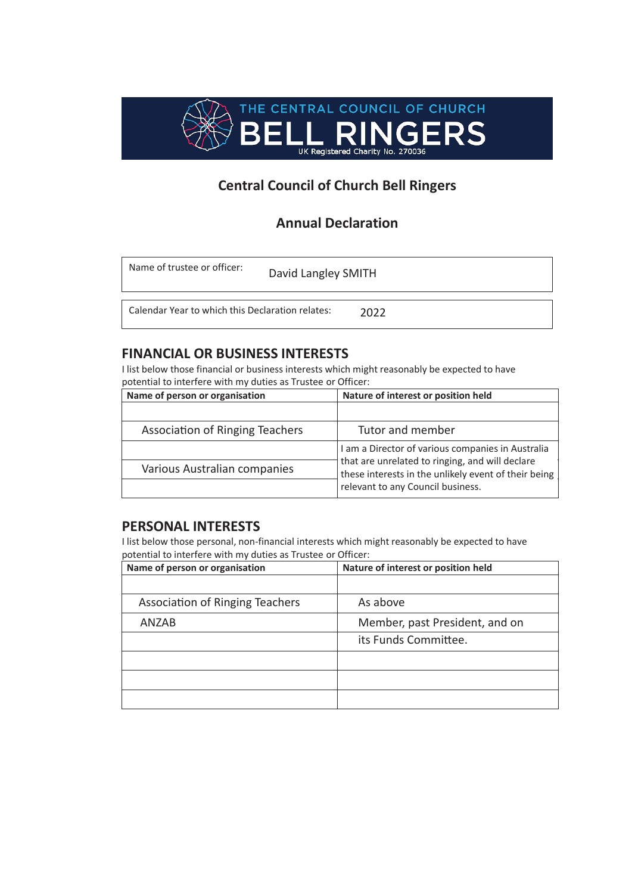THE CENTRAL COUNCIL OF CHURCH

BELL RINGERS

UK Registered Charity No. 270036

# Central Council of Church Bell Ringers

## Annual Declaration

| Name of trustee or officer: | David Langley SMITH |
|---|---|

| Calendar Year to which this Declaration relates: | 2022 |
|---|---|

## FINANCIAL OR BUSINESS INTERESTS

I list below those financial or business interests which might reasonably be expected to have potential to interfere with my duties as Trustee or Officer:

| Name of person or organisation | Nature of interest or position held |
|---|---|
| | |
| Association of Ringing Teachers | Tutor and member |
| Various Australian companies | I am a Director of various companies in Australia that are unrelated to ringing, and will declare these interests in the unlikely event of their being relevant to any Council business. |
| | |

## PERSONAL INTERESTS

I list below those personal, non-financial interests which might reasonably be expected to have potential to interfere with my duties as Trustee or Officer:

| Name of person or organisation | Nature of interest or position held |
|---|---|
| | |
| Association of Ringing Teachers | As above |
| ANZAB | Member, past President, and on |
| | its Funds Committee. |
| | |
| | |
| | |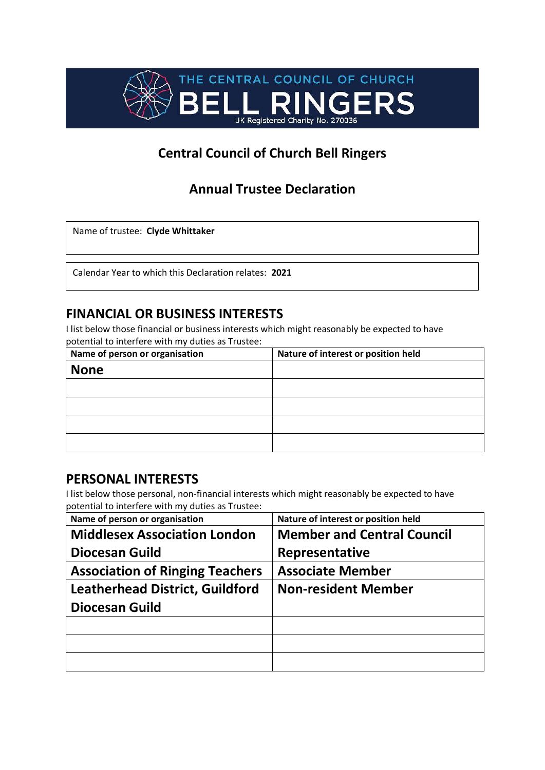THE CENTRAL COUNCIL OF CHURCH BELL RINGERS

UK Registered Charity No. 270036

## Central Council of Church Bell Ringers

## Annual Trustee Declaration

Name of trustee: **Clyde Whittaker**

Calendar Year to which this Declaration relates: **2021**

## FINANCIAL OR BUSINESS INTERESTS

I list below those financial or business interests which might reasonably be expected to have potential to interfere with my duties as Trustee:

| Name of person or organisation | Nature of interest or position held |
|---|---|
| **None** | |
| | |
| | |
| | |
| | |

## PERSONAL INTERESTS

I list below those personal, non-financial interests which might reasonably be expected to have potential to interfere with my duties as Trustee:

| Name of person or organisation | Nature of interest or position held |
|---|---|
| **Middlesex Association London Diocesan Guild** | **Member and Central Council Representative** |
| **Association of Ringing Teachers** | **Associate Member** |
| **Leatherhead District, Guildford Diocesan Guild** | **Non-resident Member** |
| | |
| | |
| | |